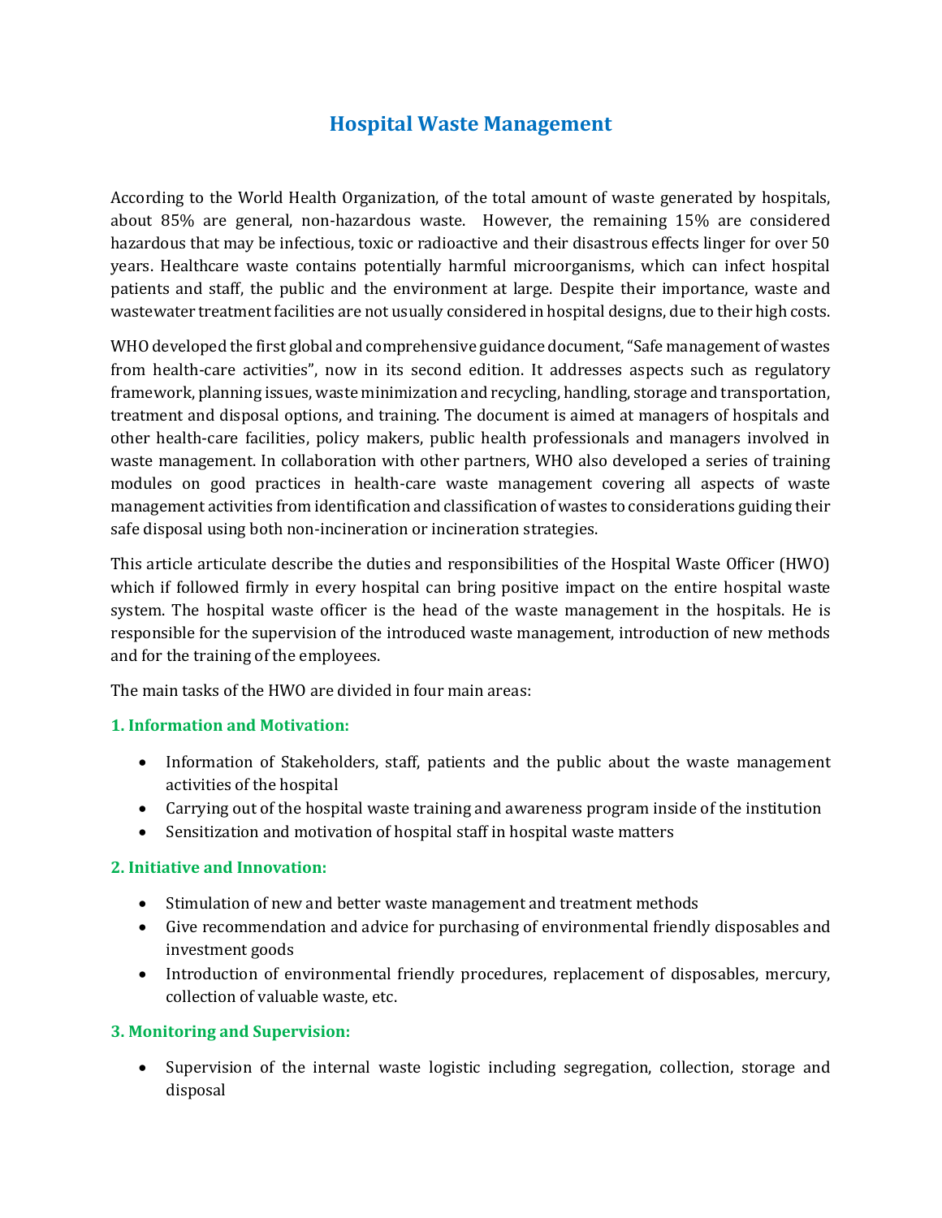# Hospital Waste Management

According to the World Health Organization, of the total amount of waste generated by hospitals, about 85% are general, non-hazardous waste. However, the remaining 15% are considered hazardous that may be infectious, toxic or radioactive and their disastrous effects linger for over 50 years. Healthcare waste contains potentially harmful microorganisms, which can infect hospital patients and staff, the public and the environment at large. Despite their importance, waste and wastewater treatment facilities are not usually considered in hospital designs, due to their high costs.

WHO developed the first global and comprehensive guidance document, "Safe management of wastes from health-care activities", now in its second edition. It addresses aspects such as regulatory framework, planning issues, waste minimization and recycling, handling, storage and transportation, treatment and disposal options, and training. The document is aimed at managers of hospitals and other health-care facilities, policy makers, public health professionals and managers involved in waste management. In collaboration with other partners, WHO also developed a series of training modules on good practices in health-care waste management covering all aspects of waste management activities from identification and classification of wastes to considerations guiding their safe disposal using both non-incineration or incineration strategies.

This article articulate describe the duties and responsibilities of the Hospital Waste Officer (HWO) which if followed firmly in every hospital can bring positive impact on the entire hospital waste system. The hospital waste officer is the head of the waste management in the hospitals. He is responsible for the supervision of the introduced waste management, introduction of new methods and for the training of the employees.

The main tasks of the HWO are divided in four main areas:

### 1. Information and Motivation:

- Information of Stakeholders, staff, patients and the public about the waste management activities of the hospital
- Carrying out of the hospital waste training and awareness program inside of the institution
- Sensitization and motivation of hospital staff in hospital waste matters

### 2. Initiative and Innovation:

- Stimulation of new and better waste management and treatment methods
- Give recommendation and advice for purchasing of environmental friendly disposables and investment goods
- Introduction of environmental friendly procedures, replacement of disposables, mercury, collection of valuable waste, etc.

### 3. Monitoring and Supervision:

- Supervision of the internal waste logistic including segregation, collection, storage and disposal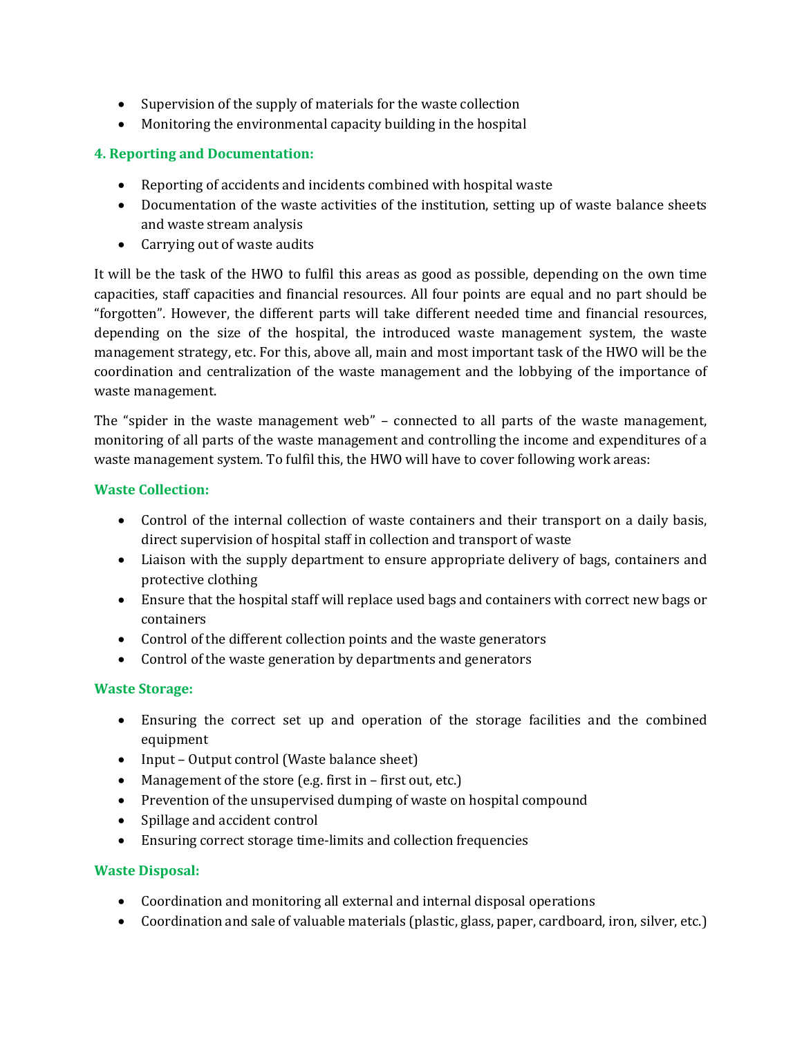- Supervision of the supply of materials for the waste collection
- Monitoring the environmental capacity building in the hospital

### 4. Reporting and Documentation:

- Reporting of accidents and incidents combined with hospital waste
- Documentation of the waste activities of the institution, setting up of waste balance sheets and waste stream analysis
- Carrying out of waste audits

It will be the task of the HWO to fulfil this areas as good as possible, depending on the own time capacities, staff capacities and financial resources. All four points are equal and no part should be "forgotten". However, the different parts will take different needed time and financial resources, depending on the size of the hospital, the introduced waste management system, the waste management strategy, etc. For this, above all, main and most important task of the HWO will be the coordination and centralization of the waste management and the lobbying of the importance of waste management.

The "spider in the waste management web" – connected to all parts of the waste management, monitoring of all parts of the waste management and controlling the income and expenditures of a waste management system. To fulfil this, the HWO will have to cover following work areas:

### Waste Collection:

- Control of the internal collection of waste containers and their transport on a daily basis, direct supervision of hospital staff in collection and transport of waste
- Liaison with the supply department to ensure appropriate delivery of bags, containers and protective clothing
- Ensure that the hospital staff will replace used bags and containers with correct new bags or containers
- Control of the different collection points and the waste generators
- Control of the waste generation by departments and generators

### Waste Storage:

- Ensuring the correct set up and operation of the storage facilities and the combined equipment
- Input – Output control (Waste balance sheet)
- Management of the store (e.g. first in – first out, etc.)
- Prevention of the unsupervised dumping of waste on hospital compound
- Spillage and accident control
- Ensuring correct storage time-limits and collection frequencies

### Waste Disposal:

- Coordination and monitoring all external and internal disposal operations
- Coordination and sale of valuable materials (plastic, glass, paper, cardboard, iron, silver, etc.)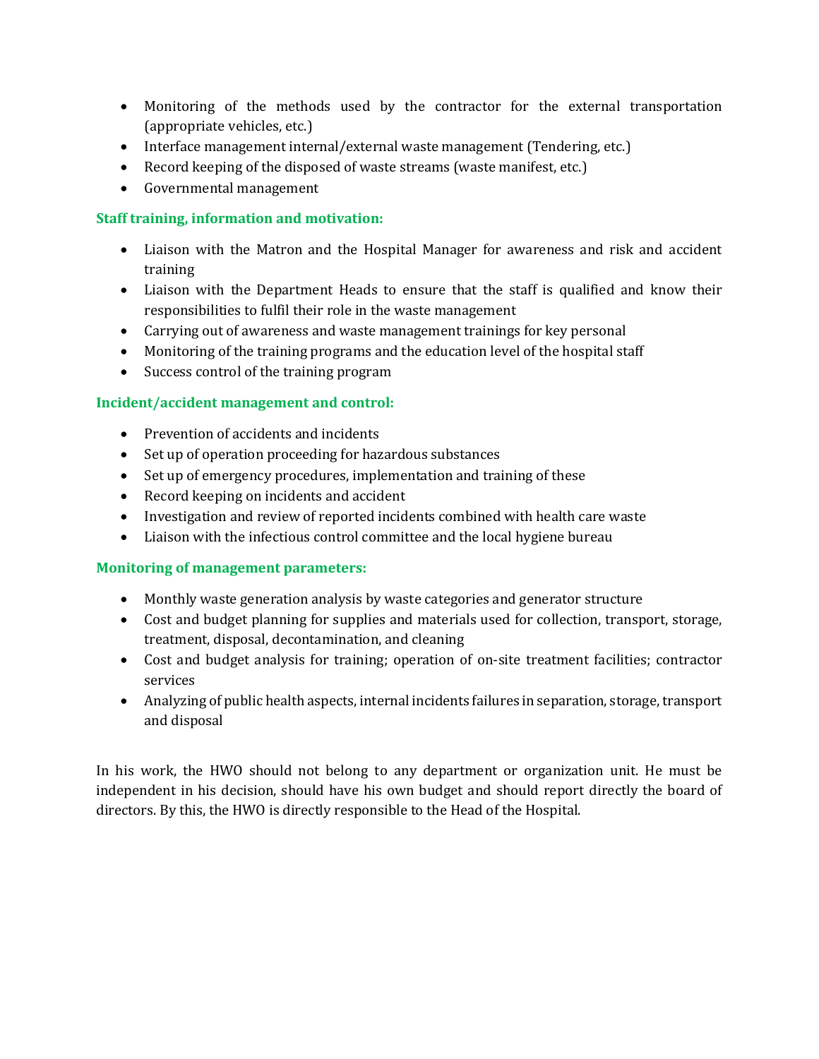- Monitoring of the methods used by the contractor for the external transportation (appropriate vehicles, etc.)
- Interface management internal/external waste management (Tendering, etc.)
- Record keeping of the disposed of waste streams (waste manifest, etc.)
- Governmental management

### Staff training, information and motivation:

- Liaison with the Matron and the Hospital Manager for awareness and risk and accident training
- Liaison with the Department Heads to ensure that the staff is qualified and know their responsibilities to fulfil their role in the waste management
- Carrying out of awareness and waste management trainings for key personal
- Monitoring of the training programs and the education level of the hospital staff
- Success control of the training program

### Incident/accident management and control:

- Prevention of accidents and incidents
- Set up of operation proceeding for hazardous substances
- Set up of emergency procedures, implementation and training of these
- Record keeping on incidents and accident
- Investigation and review of reported incidents combined with health care waste
- Liaison with the infectious control committee and the local hygiene bureau

### Monitoring of management parameters:

- Monthly waste generation analysis by waste categories and generator structure
- Cost and budget planning for supplies and materials used for collection, transport, storage, treatment, disposal, decontamination, and cleaning
- Cost and budget analysis for training; operation of on-site treatment facilities; contractor services
- Analyzing of public health aspects, internal incidents failures in separation, storage, transport and disposal

In his work, the HWO should not belong to any department or organization unit. He must be independent in his decision, should have his own budget and should report directly the board of directors. By this, the HWO is directly responsible to the Head of the Hospital.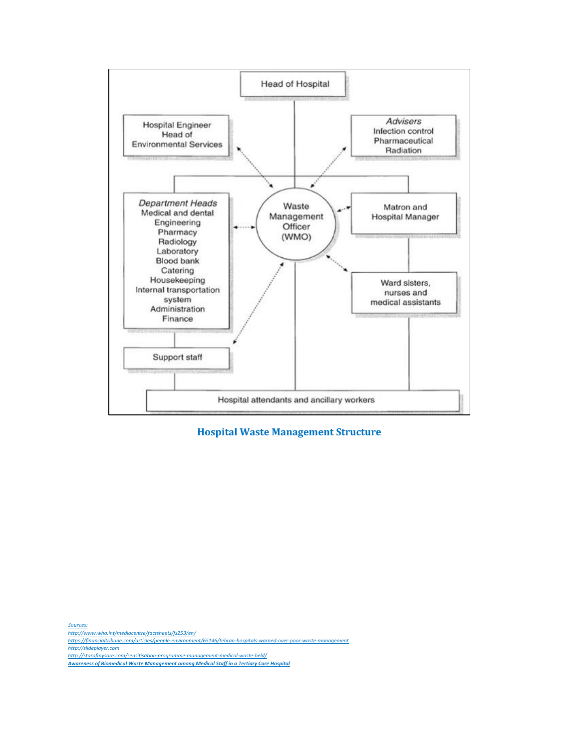Head of Hospital

Hospital Engineer
Head of
Environmental Services

*Advisers*
Infection control
Pharmaceutical
Radiation

*Department Heads*
Medical and dental
Engineering
Pharmacy
Radiology
Laboratory
Blood bank
Catering
Housekeeping
Internal transportation system
Administration
Finance

Waste Management Officer (WMO)

Matron and Hospital Manager

Ward sisters, nurses and medical assistants

Support staff

Hospital attendants and ancillary workers

**Hospital Waste Management Structure**

*Sources:*
*http://www.who.int/mediocentre/factsheets/fs253/en/*
*https://financialtribune.com/articles/people-environment/65146/tehran-hospitals-warned-over-poor-waste-management*
*http://slideplayer.com*
*http://starofmysore.com/sensitisation-programme-management-medical-waste-held/*
***Awareness of Biomedical Waste Management among Medical Staff in a Tertiary Care Hospital***